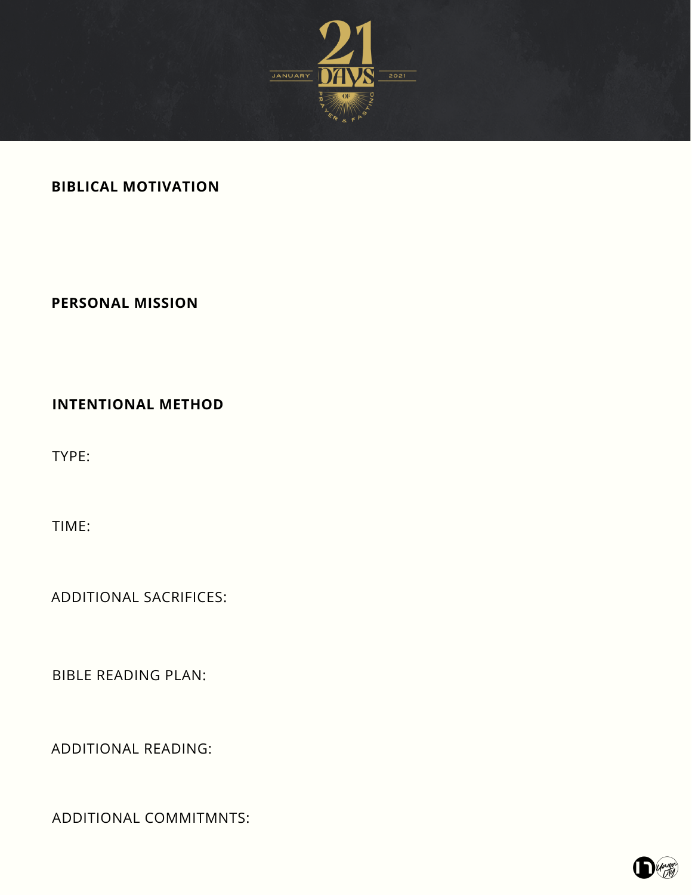# 21 DAYS OF PRAYER & FASTING

JANUARY 2021

**BIBLICAL MOTIVATION**

**PERSONAL MISSION**

**INTENTIONAL METHOD**

TYPE:

TIME:

ADDITIONAL SACRIFICES:

BIBLE READING PLAN:

ADDITIONAL READING:

ADDITIONAL COMMITMNTS: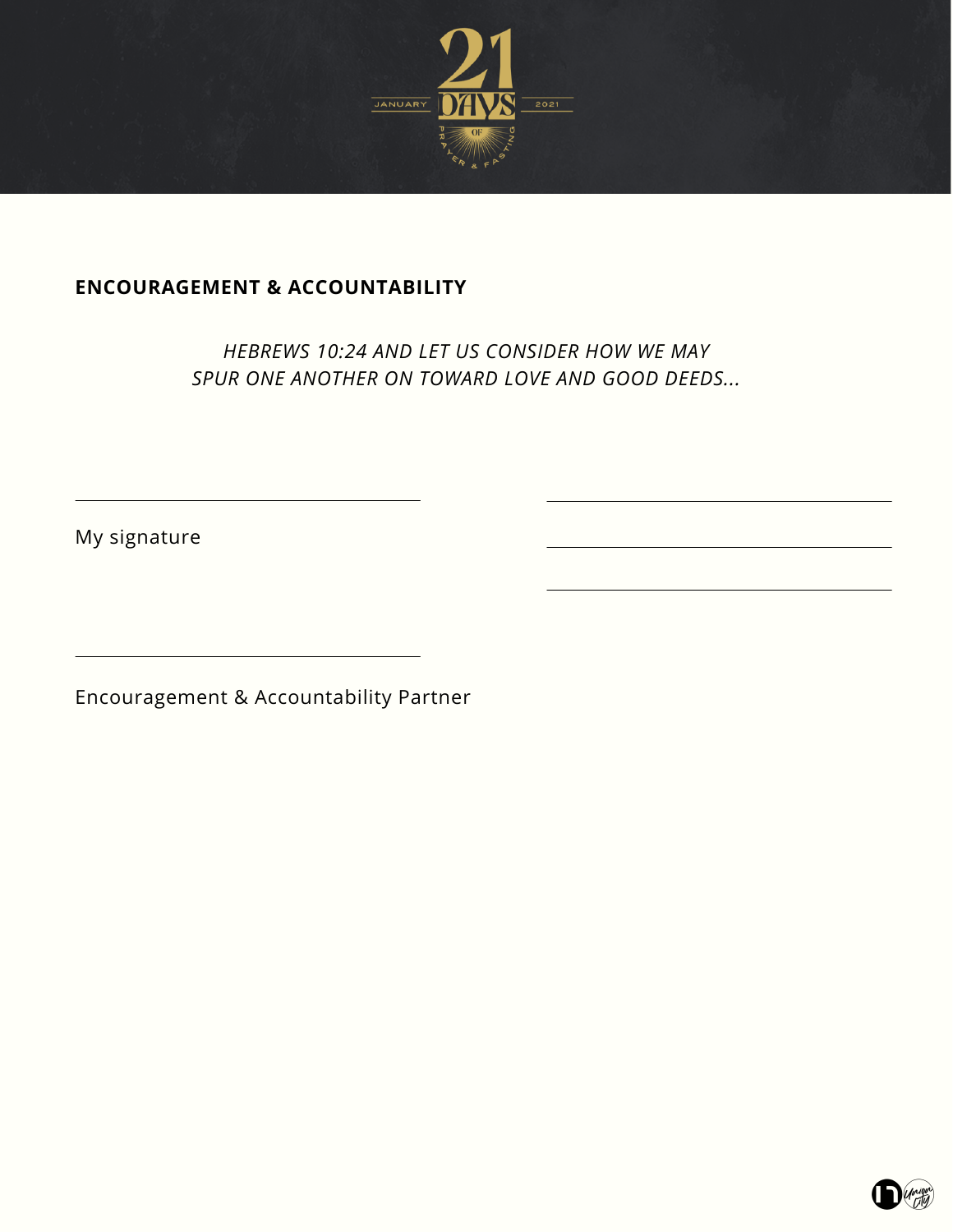## ENCOUNCOURAGEMENT & ACCOUNTABILITY

*HEBREWS 10:24 AND LET US CONSIDER HOW WE MAY SPUR ONE ANOTHER ON TOWARD LOVE AND GOOD DEEDS...*

______________________________

My signature

______________________________

______________________________

______________________________

______________________________

Encouragement & Accountability Partner

## ENCOURAGEMENT & ACCOUNTABILITY

*HEBREWS 10:24 AND LET US CONSIDER HOW WE MAY SPUR ONE ANOTHER ON TOWARD LOVE AND GOOD DEEDS...*

______________________________

My signature

______________________________

______________________________

______________________________

______________________________

Encouragement & Accountability Partner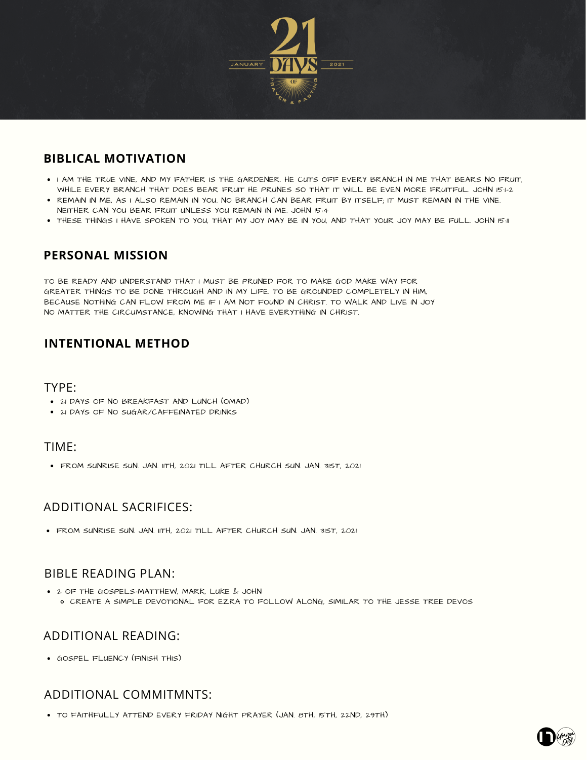21 DAYS OF PRAYER & FASTING

JANUARY 2021

## BIBLICAL MOTIVATION

- I AM THE TRUE VINE, AND MY FATHER IS THE GARDENER. HE CUTS OFF EVERY BRANCH IN ME THAT BEARS NO FRUIT, WHILE EVERY BRANCH THAT DOES BEAR FRUIT HE PRUNES SO THAT IT WILL BE EVEN MORE FRUITFUL. JOHN 15:1-2
- REMAIN IN ME, AS I ALSO REMAIN IN YOU. NO BRANCH CAN BEAR FRUIT BY ITSELF; IT MUST REMAIN IN THE VINE. NEITHER CAN YOU BEAR FRUIT UNLESS YOU REMAIN IN ME. JOHN 15:4
- THESE THINGS I HAVE SPOKEN TO YOU, THAT MY JOY MAY BE IN YOU, AND THAT YOUR JOY MAY BE FULL. JOHN 15:11

## PERSONAL MISSION

TO BE READY AND UNDERSTAND THAT I MUST BE PRUNED FOR TO MAKE GOD MAKE WAY FOR GREATER THINGS TO BE DONE THROUGH AND IN MY LIFE. TO BE GROUNDED COMPLETELY IN HIM, BECAUSE NOTHING CAN FLOW FROM ME IF I AM NOT FOUND IN CHRIST. TO WALK AND LIVE IN JOY NO MATTER THE CIRCUMSTANCE, KNOWING THAT I HAVE EVERYTHING IN CHRIST.

## INTENTIONAL METHOD

### TYPE:

- 21 DAYS OF NO BREAKFAST AND LUNCH (OMAD)
- 21 DAYS OF NO SUGAR/CAFFEINATED DRINKS

### TIME:

- FROM SUNRISE SUN. JAN. 11TH, 2021 TILL AFTER CHURCH SUN. JAN. 31ST, 2021

### ADDITIONAL SACRIFICES:

- FROM SUNRISE SUN. JAN. 11TH, 2021 TILL AFTER CHURCH SUN. JAN. 31ST, 2021

### BIBLE READING PLAN:

- 2 OF THE GOSPELS-MATTHEW, MARK, LUKE & JOHN
    - CREATE A SIMPLE DEVOTIONAL FOR EZRA TO FOLLOW ALONG, SIMILAR TO THE JESSE TREE DEVOS

### ADDITIONAL READING:

- GOSPEL FLUENCY (FINISH THIS)

### ADDITIONAL COMMITMNTS:

- TO FAITHFULLY ATTEND EVERY FRIDAY NIGHT PRAYER (JAN. 8TH, 15TH, 22ND, 29TH)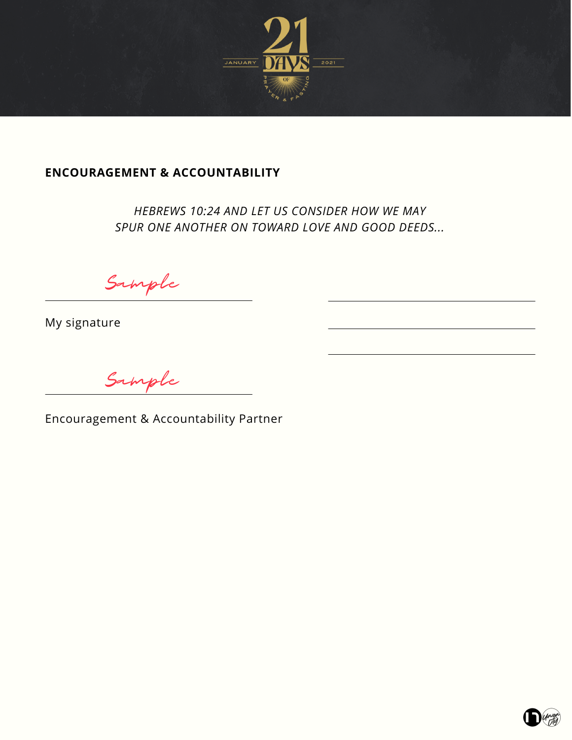## ENCOURAGEMENT & ACCOUNTABILITY

*HEBREWS 10:24 AND LET US CONSIDER HOW WE MAY SPUR ONE ANOTHER ON TOWARD LOVE AND GOOD DEEDS...*

Sample

My signature

Sample

Encouragement & Accountability Partner